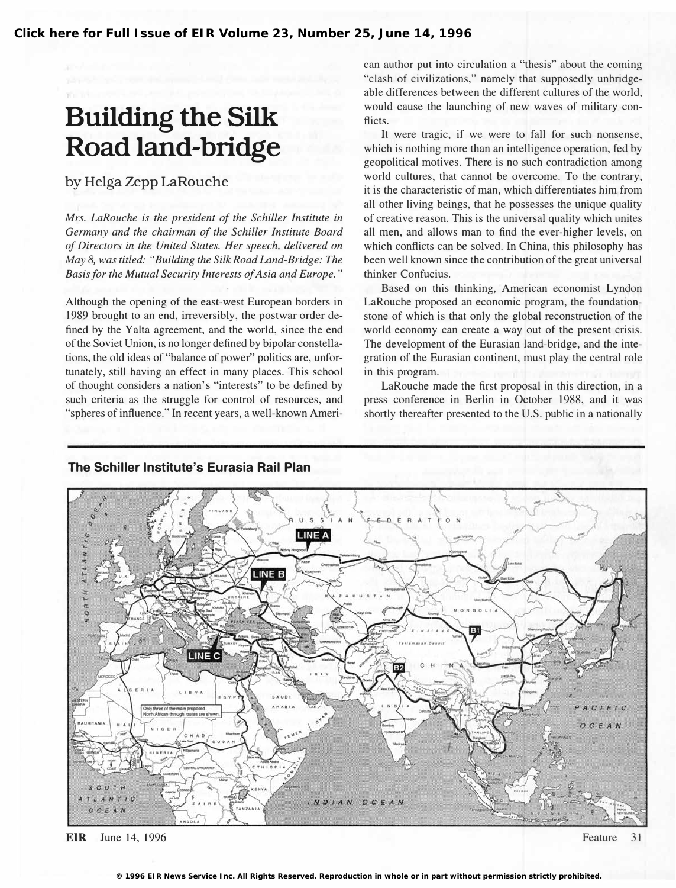# Building the Silk Road land-bridge

### by Helga Zepp LaRouche

*Mrs. LaRouche is the president of the Schiller Institute in Germany and the chairman of the Schiller Institute Board of Directors in the United States. Her speech, delivered on May 8, was titled: "Building the Silk Road Land-Bridge: The Basis for the Mutual Security Interests of Asia and Europe."*

Although the opening of the east-west European borders in 1989 brought to an end, irreversibly, the postwar order defined by the Yalta agreement, and the world, since the end of the Soviet Union, is no longer defined by bipolar constellations, the old ideas of "balance of power" politics are, unfortunately, still having an effect in many places. This school of thought considers a nation's "interests" to be defined by such criteria as the struggle for control of resources, and "spheres of influence." In recent years, a well-known American author put into circulation a "thesis" about the coming "clash of civilizations," namely that supposedly unbridgeable differences between the different cultures of the world, would cause the launching of new waves of military conflicts.

It were tragic, if we were to fall for such nonsense, which is nothing more than an intelligence operation, fed by geopolitical motives. There is no such contradiction among world cultures, that cannot be overcome. To the contrary, it is the characteristic of man, which differentiates him from all other living beings, that he possesses the unique quality of creative reason. This is the universal quality which unites all men, and allows man to find the ever-higher levels, on which conflicts can be solved. In China, this philosophy has been well known since the contribution of the great universal thinker Confucius.

Based on this thinking, American economist Lyndon LaRouche proposed an economic program, the foundation-stone of which is that only the global reconstruction of the world economy can create a way out of the present crisis. The development of the Eurasian land-bridge, and the integration of the Eurasian continent, must play the central role in this program.

LaRouche made the first proposal in this direction, in a press conference in Berlin in October 1988, and it was shortly thereafter presented to the U.S. public in a nationally

**The Schiller Institute's Eurasia Rail Plan**

Only three of the main proposed North African through routes are shown.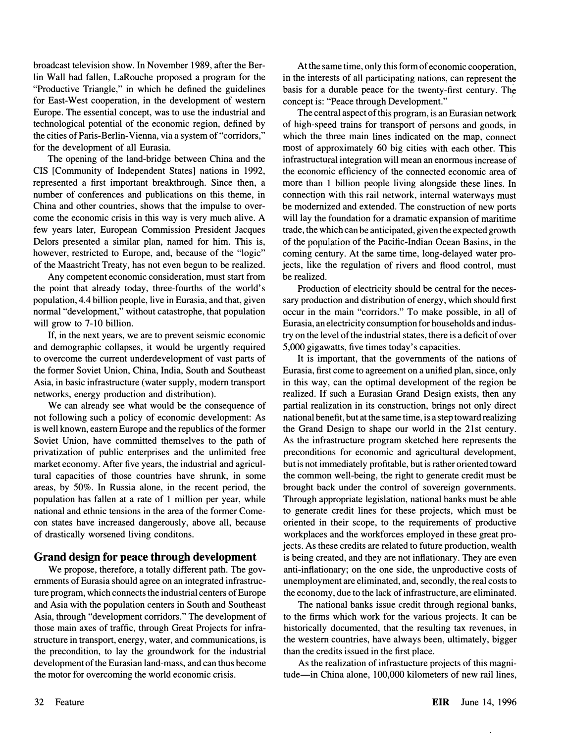broadcast television show. In November 1989, after the Berlin Wall had fallen, LaRouche proposed a program for the "Productive Triangle," in which he defined the guidelines for East-West cooperation, in the development of western Europe. The essential concept, was to use the industrial and technological potential of the economic region, defined by the cities of Paris-Berlin-Vienna, via a system of "corridors," for the development of all Eurasia.

The opening of the land-bridge between China and the CIS [Community of Independent States] nations in 1992, represented a first important breakthrough. Since then, a number of conferences and publications on this theme, in China and other countries, shows that the impulse to overcome the economic crisis in this way is very much alive. A few years later, European Commission President Jacques Delors presented a similar plan, named for him. This is, however, restricted to Europe, and, because of the "logic" of the Maastricht Treaty, has not even begun to be realized.

Any competent economic consideration, must start from the point that already today, three-fourths of the world's population, 4.4 billion people, live in Eurasia, and that, given normal "development," without catastrophe, that population will grow to 7-10 billion.

If, in the next years, we are to prevent seismic economic and demographic collapses, it would be urgently required to overcome the current underdevelopment of vast parts of the former Soviet Union, China, India, South and Southeast Asia, in basic infrastructure (water supply, modern transport networks, energy production and distribution).

We can already see what would be the consequence of not following such a policy of economic development: As is well known, eastern Europe and the republics of the former Soviet Union, have committed themselves to the path of privatization of public enterprises and the unlimited free market economy. After five years, the industrial and agricultural capacities of those countries have shrunk, in some areas, by 50%. In Russia alone, in the recent period, the population has fallen at a rate of 1 million per year, while national and ethnic tensions in the area of the former Comecon states have increased dangerously, above all, because of drastically worsened living conditons.

## Grand design for peace through development

We propose, therefore, a totally different path. The governments of Eurasia should agree on an integrated infrastructure program, which connects the industrial centers of Europe and Asia with the population centers in South and Southeast Asia, through "development corridors." The development of those main axes of traffic, through Great Projects for infrastructure in transport, energy, water, and communications, is the precondition, to lay the groundwork for the industrial development of the Eurasian land-mass, and can thus become the motor for overcoming the world economic crisis.

At the same time, only this form of economic cooperation, in the interests of all participating nations, can represent the basis for a durable peace for the twenty-first century. The concept is: "Peace through Development."

The central aspect of this program, is an Eurasian network of high-speed trains for transport of persons and goods, in which the three main lines indicated on the map, connect most of approximately 60 big cities with each other. This infrastructural integration will mean an enormous increase of the economic efficiency of the connected economic area of more than 1 billion people living alongside these lines. In connection with this rail network, internal waterways must be modernized and extended. The construction of new ports will lay the foundation for a dramatic expansion of maritime trade, the which can be anticipated, given the expected growth of the population of the Pacific-Indian Ocean Basins, in the coming century. At the same time, long-delayed water projects, like the regulation of rivers and flood control, must be realized.

Production of electricity should be central for the necessary production and distribution of energy, which should first occur in the main "corridors." To make possible, in all of Eurasia, an electricity consumption for households and industry on the level of the industrial states, there is a deficit of over 5,000 gigawatts, five times today's capacities.

It is important, that the governments of the nations of Eurasia, first come to agreement on a unified plan, since, only in this way, can the optimal development of the region be realized. If such a Eurasian Grand Design exists, then any partial realization in its construction, brings not only direct national benefit, but at the same time, is a step toward realizing the Grand Design to shape our world in the 21st century. As the infrastructure program sketched here represents the preconditions for economic and agricultural development, but is not immediately profitable, but is rather oriented toward the common well-being, the right to generate credit must be brought back under the control of sovereign governments. Through appropriate legislation, national banks must be able to generate credit lines for these projects, which must be oriented in their scope, to the requirements of productive workplaces and the workforces employed in these great projects. As these credits are related to future production, wealth is being created, and they are not inflationary. They are even anti-inflationary; on the one side, the unproductive costs of unemployment are eliminated, and, secondly, the real costs to the economy, due to the lack of infrastructure, are eliminated.

The national banks issue credit through regional banks, to the firms which work for the various projects. It can be historically documented, that the resulting tax revenues, in the western countries, have always been, ultimately, bigger than the credits issued in the first place.

As the realization of infrastucture projects of this magnitude—in China alone, 100,000 kilometers of new rail lines,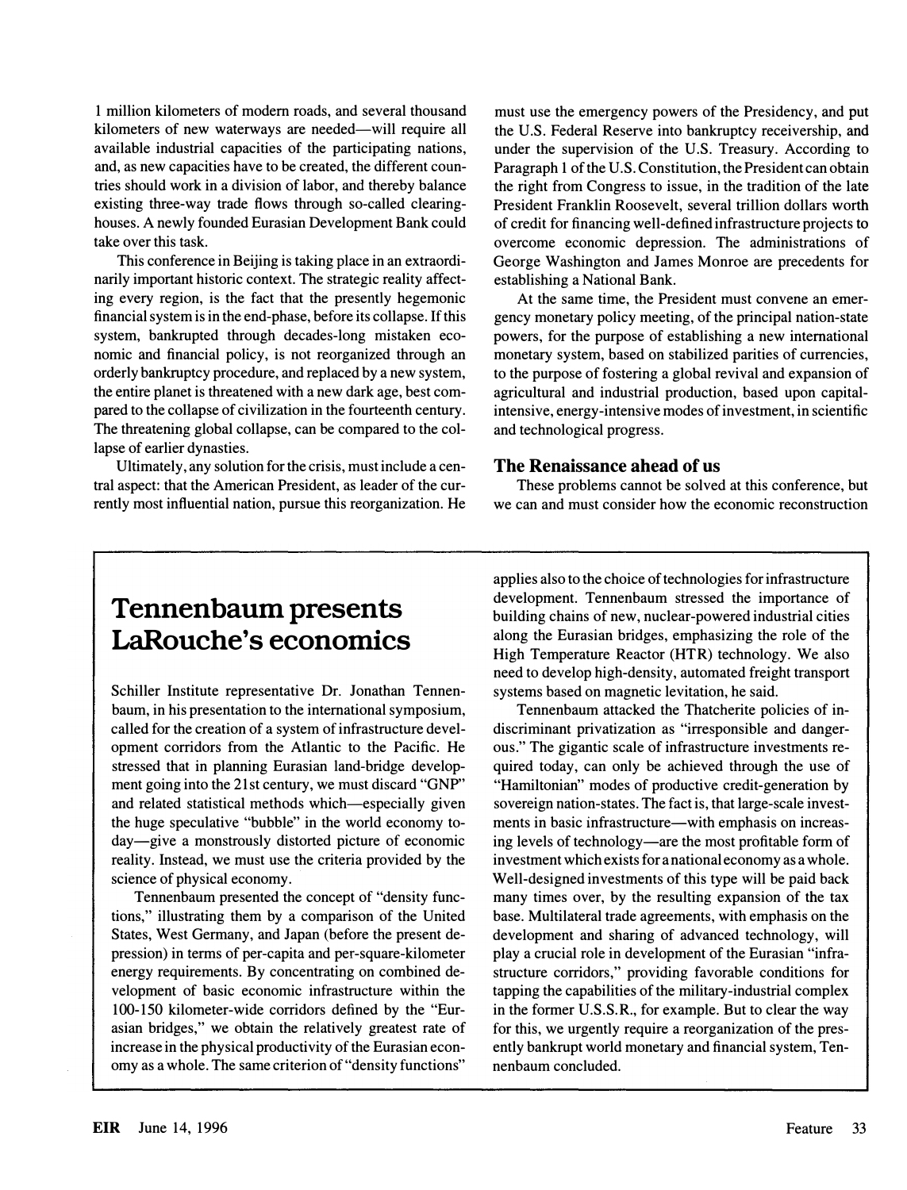1 million kilometers of modern roads, and several thousand kilometers of new waterways are needed—will require all available industrial capacities of the participating nations, and, as new capacities have to be created, the different countries should work in a division of labor, and thereby balance existing three-way trade flows through so-called clearinghouses. A newly founded Eurasian Development Bank could take over this task.

This conference in Beijing is taking place in an extraordinarily important historic context. The strategic reality affecting every region, is the fact that the presently hegemonic financial system is in the end-phase, before its collapse. If this system, bankrupted through decades-long mistaken economic and financial policy, is not reorganized through an orderly bankruptcy procedure, and replaced by a new system, the entire planet is threatened with a new dark age, best compared to the collapse of civilization in the fourteenth century. The threatening global collapse, can be compared to the collapse of earlier dynasties.

Ultimately, any solution for the crisis, must include a central aspect: that the American President, as leader of the currently most influential nation, pursue this reorganization. He must use the emergency powers of the Presidency, and put the U.S. Federal Reserve into bankruptcy receivership, and under the supervision of the U.S. Treasury. According to Paragraph 1 of the U.S. Constitution, the President can obtain the right from Congress to issue, in the tradition of the late President Franklin Roosevelt, several trillion dollars worth of credit for financing well-defined infrastructure projects to overcome economic depression. The administrations of George Washington and James Monroe are precedents for establishing a National Bank.

At the same time, the President must convene an emergency monetary policy meeting, of the principal nation-state powers, for the purpose of establishing a new international monetary system, based on stabilized parities of currencies, to the purpose of fostering a global revival and expansion of agricultural and industrial production, based upon capital-intensive, energy-intensive modes of investment, in scientific and technological progress.

## The Renaissance ahead of us

These problems cannot be solved at this conference, but we can and must consider how the economic reconstruction

---

## Tennenbaum presents LaRouche's economics

Schiller Institute representative Dr. Jonathan Tennenbaum, in his presentation to the international symposium, called for the creation of a system of infrastructure development corridors from the Atlantic to the Pacific. He stressed that in planning Eurasian land-bridge development going into the 21st century, we must discard "GNP" and related statistical methods which—especially given the huge speculative "bubble" in the world economy today—give a monstrously distorted picture of economic reality. Instead, we must use the criteria provided by the science of physical economy.

Tennenbaum presented the concept of "density functions," illustrating them by a comparison of the United States, West Germany, and Japan (before the present depression) in terms of per-capita and per-square-kilometer energy requirements. By concentrating on combined development of basic economic infrastructure within the 100-150 kilometer-wide corridors defined by the "Eurasian bridges," we obtain the relatively greatest rate of increase in the physical productivity of the Eurasian economy as a whole. The same criterion of "density functions" applies also to the choice of technologies for infrastructure development. Tennenbaum stressed the importance of building chains of new, nuclear-powered industrial cities along the Eurasian bridges, emphasizing the role of the High Temperature Reactor (HTR) technology. We also need to develop high-density, automated freight transport systems based on magnetic levitation, he said.

Tennenbaum attacked the Thatcherite policies of indiscriminant privatization as "irresponsible and dangerous." The gigantic scale of infrastructure investments required today, can only be achieved through the use of "Hamiltonian" modes of productive credit-generation by sovereign nation-states. The fact is, that large-scale investments in basic infrastructure—with emphasis on increasing levels of technology—are the most profitable form of investment which exists for a national economy as a whole. Well-designed investments of this type will be paid back many times over, by the resulting expansion of the tax base. Multilateral trade agreements, with emphasis on the development and sharing of advanced technology, will play a crucial role in development of the Eurasian "infrastructure corridors," providing favorable conditions for tapping the capabilities of the military-industrial complex in the former U.S.S.R., for example. But to clear the way for this, we urgently require a reorganization of the presently bankrupt world monetary and financial system, Tennenbaum concluded.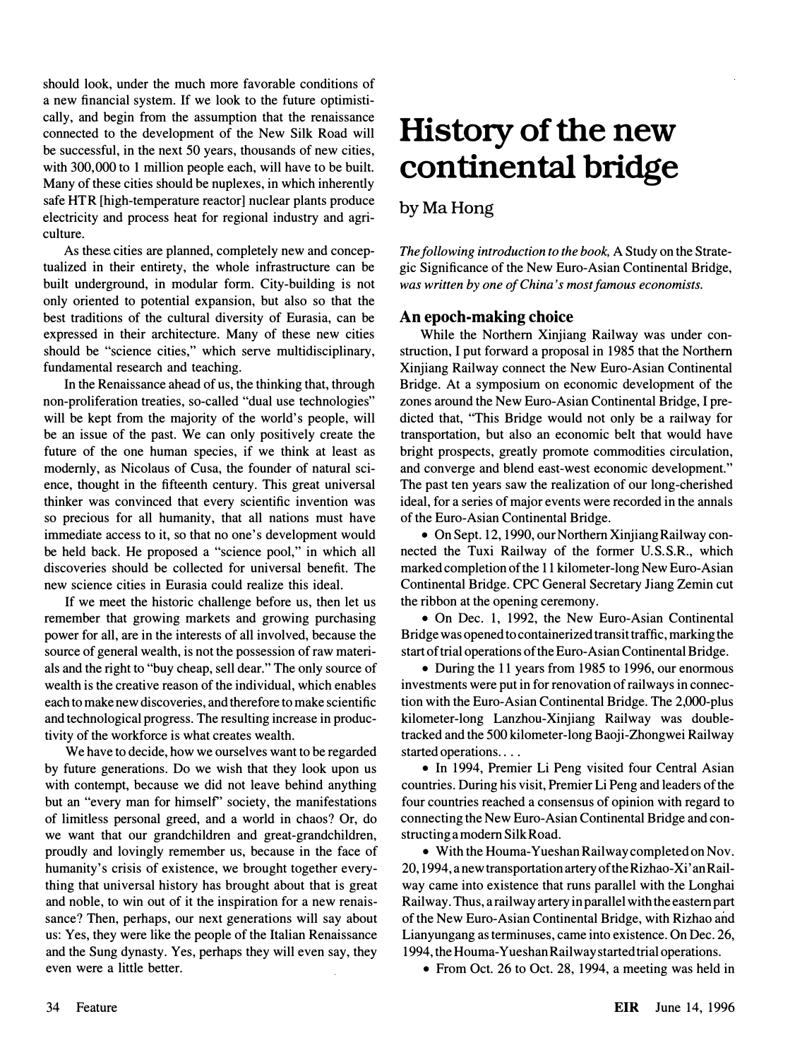should look, under the much more favorable conditions of a new financial system. If we look to the future optimistically, and begin from the assumption that the renaissance connected to the development of the New Silk Road will be successful, in the next 50 years, thousands of new cities, with 300,000 to 1 million people each, will have to be built. Many of these cities should be nuplexes, in which inherently safe HTR [high-temperature reactor] nuclear plants produce electricity and process heat for regional industry and agriculture.

As these cities are planned, completely new and conceptualized in their entirety, the whole infrastructure can be built underground, in modular form. City-building is not only oriented to potential expansion, but also so that the best traditions of the cultural diversity of Eurasia, can be expressed in their architecture. Many of these new cities should be "science cities," which serve multidisciplinary, fundamental research and teaching.

In the Renaissance ahead of us, the thinking that, through non-proliferation treaties, so-called "dual use technologies" will be kept from the majority of the world's people, will be an issue of the past. We can only positively create the future of the one human species, if we think at least as modernly, as Nicolaus of Cusa, the founder of natural science, thought in the fifteenth century. This great universal thinker was convinced that every scientific invention was so precious for all humanity, that all nations must have immediate access to it, so that no one's development would be held back. He proposed a "science pool," in which all discoveries should be collected for universal benefit. The new science cities in Eurasia could realize this ideal.

If we meet the historic challenge before us, then let us remember that growing markets and growing purchasing power for all, are in the interests of all involved, because the source of general wealth, is not the possession of raw materials and the right to "buy cheap, sell dear." The only source of wealth is the creative reason of the individual, which enables each to make new discoveries, and therefore to make scientific and technological progress. The resulting increase in productivity of the workforce is what creates wealth.

We have to decide, how we ourselves want to be regarded by future generations. Do we wish that they look upon us with contempt, because we did not leave behind anything but an "every man for himself" society, the manifestations of limitless personal greed, and a world in chaos? Or, do we want that our grandchildren and great-grandchildren, proudly and lovingly remember us, because in the face of humanity's crisis of existence, we brought together everything that universal history has brought about that is great and noble, to win out of it the inspiration for a new renaissance? Then, perhaps, our next generations will say about us: Yes, they were like the people of the Italian Renaissance and the Sung dynasty. Yes, perhaps they will even say, they even were a little better.

# History of the new continental bridge

by Ma Hong

*The following introduction to the book,* A Study on the Strategic Significance of the New Euro-Asian Continental Bridge, *was written by one of China's most famous economists.*

## An epoch-making choice

While the Northern Xinjiang Railway was under construction, I put forward a proposal in 1985 that the Northern Xinjiang Railway connect the New Euro-Asian Continental Bridge. At a symposium on economic development of the zones around the New Euro-Asian Continental Bridge, I predicted that, "This Bridge would not only be a railway for transportation, but also an economic belt that would have bright prospects, greatly promote commodities circulation, and converge and blend east-west economic development." The past ten years saw the realization of our long-cherished ideal, for a series of major events were recorded in the annals of the Euro-Asian Continental Bridge.

- On Sept. 12, 1990, our Northern Xinjiang Railway connected the Tuxi Railway of the former U.S.S.R., which marked completion of the 11 kilometer-long New Euro-Asian Continental Bridge. CPC General Secretary Jiang Zemin cut the ribbon at the opening ceremony.
- On Dec. 1, 1992, the New Euro-Asian Continental Bridge was opened to containerized transit traffic, marking the start of trial operations of the Euro-Asian Continental Bridge.
- During the 11 years from 1985 to 1996, our enormous investments were put in for renovation of railways in connection with the Euro-Asian Continental Bridge. The 2,000-plus kilometer-long Lanzhou-Xinjiang Railway was double-tracked and the 500 kilometer-long Baoji-Zhongwei Railway started operations. . . .
- In 1994, Premier Li Peng visited four Central Asian countries. During his visit, Premier Li Peng and leaders of the four countries reached a consensus of opinion with regard to connecting the New Euro-Asian Continental Bridge and constructing a modern Silk Road.
- With the Houma-Yueshan Railway completed on Nov. 20, 1994, a new transportation artery of the Rizhao-Xi'an Railway came into existence that runs parallel with the Longhai Railway. Thus, a railway artery in parallel with the eastern part of the New Euro-Asian Continental Bridge, with Rizhao and Lianyungang as terminuses, came into existence. On Dec. 26, 1994, the Houma-Yueshan Railway started trial operations.
- From Oct. 26 to Oct. 28, 1994, a meeting was held in